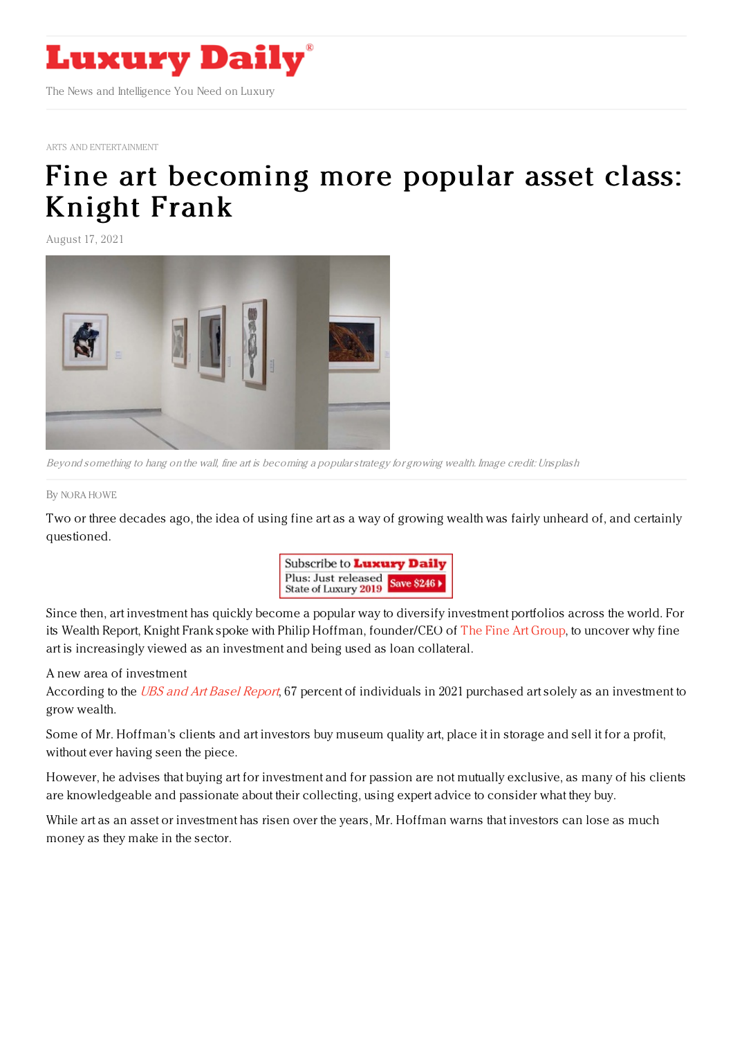ARTS AND ENTERTAINMENT

# Fine art becoming more popular asset class: Knight Frank

August 17, 2021

*Beyond something to hang on the wall, fine art is becoming a popular strategy for growing wealth. Image credit: Unsplash*

By NORA HOWE

Two or three decades ago, the idea of using fine art as a way of growing wealth was fairly unheard of, and certainly questioned.

Since then, art investment has quickly become a popular way to diversify investment portfolios across the world. For its Wealth Report, Knight Frank spoke with Philip Hoffman, founder/CEO of The Fine Art Group, to uncover why fine art is increasingly viewed as an investment and being used as loan collateral.

A new area of investment

According to the *UBS and Art Basel Report*, 67 percent of individuals in 2021 purchased art solely as an investment to grow wealth.

Some of Mr. Hoffman's clients and art investors buy museum quality art, place it in storage and sell it for a profit, without ever having seen the piece.

However, he advises that buying art for investment and for passion are not mutually exclusive, as many of his clients are knowledgeable and passionate about their collecting, using expert advice to consider what they buy.

While art as an asset or investment has risen over the years, Mr. Hoffman warns that investors can lose as much money as they make in the sector.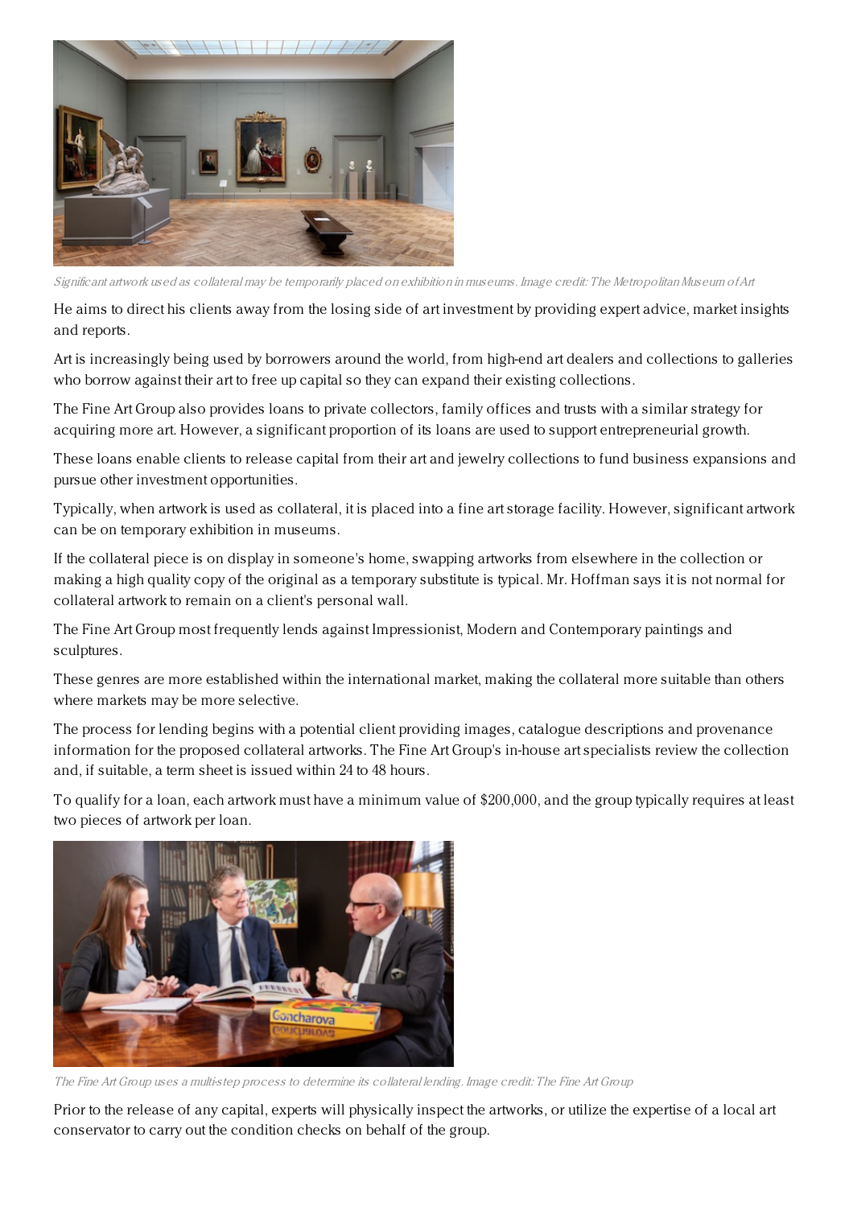*Significant artwork used as collateral may be temporarily placed on exhibition in museums. Image credit: The Metropolitan Museum of Art*

He aims to direct his clients away from the losing side of art investment by providing expert advice, market insights and reports.

Art is increasingly being used by borrowers around the world, from high-end art dealers and collections to galleries who borrow against their art to free up capital so they can expand their existing collections.

The Fine Art Group also provides loans to private collectors, family offices and trusts with a similar strategy for acquiring more art. However, a significant proportion of its loans are used to support entrepreneurial growth.

These loans enable clients to release capital from their art and jewelry collections to fund business expansions and pursue other investment opportunities.

Typically, when artwork is used as collateral, it is placed into a fine art storage facility. However, significant artwork can be on temporary exhibition in museums.

If the collateral piece is on display in someone's home, swapping artworks from elsewhere in the collection or making a high quality copy of the original as a temporary substitute is typical. Mr. Hoffman says it is not normal for collateral artwork to remain on a client's personal wall.

The Fine Art Group most frequently lends against Impressionist, Modern and Contemporary paintings and sculptures.

These genres are more established within the international market, making the collateral more suitable than others where markets may be more selective.

The process for lending begins with a potential client providing images, catalogue descriptions and provenance information for the proposed collateral artworks. The Fine Art Group's in-house art specialists review the collection and, if suitable, a term sheet is issued within 24 to 48 hours.

To qualify for a loan, each artwork must have a minimum value of $200,000, and the group typically requires at least two pieces of artwork per loan.

*The Fine Art Group uses a multi-step process to determine its collateral lending. Image credit: The Fine Art Group*

Prior to the release of any capital, experts will physically inspect the artworks, or utilize the expertise of a local art conservator to carry out the condition checks on behalf of the group.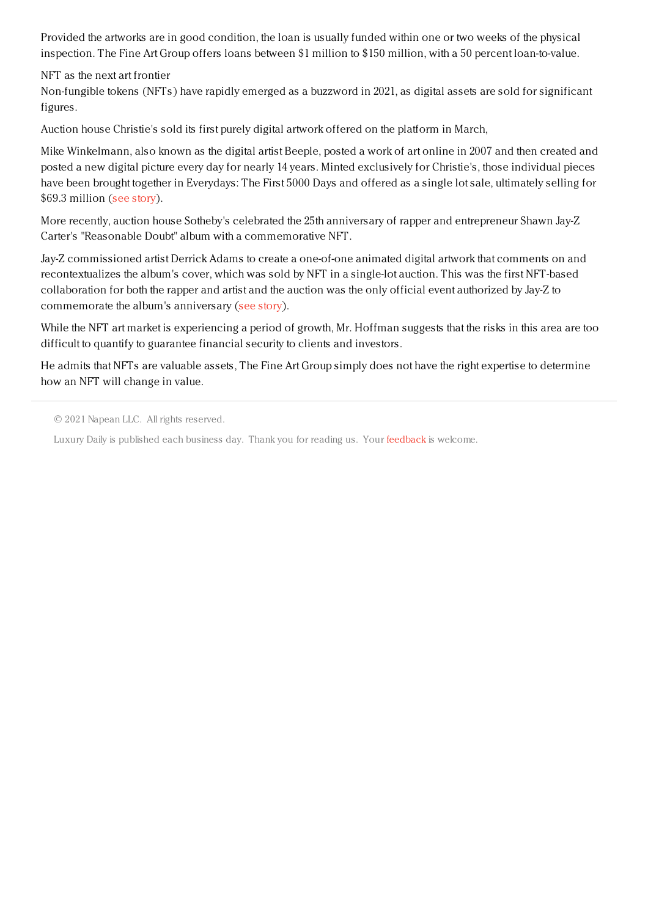Provided the artworks are in good condition, the loan is usually funded within one or two weeks of the physical inspection. The Fine Art Group offers loans between $1 million to $150 million, with a 50 percent loan-to-value.

## NFT as the next art frontier

Non-fungible tokens (NFTs) have rapidly emerged as a buzzword in 2021, as digital assets are sold for significant figures.

Auction house Christie's sold its first purely digital artwork offered on the platform in March,

Mike Winkelmann, also known as the digital artist Beeple, posted a work of art online in 2007 and then created and posted a new digital picture every day for nearly 14 years. Minted exclusively for Christie's, those individual pieces have been brought together in Everydays: The First 5000 Days and offered as a single lot sale, ultimately selling for $69.3 million (see story).

More recently, auction house Sotheby's celebrated the 25th anniversary of rapper and entrepreneur Shawn Jay-Z Carter's "Reasonable Doubt" album with a commemorative NFT.

Jay-Z commissioned artist Derrick Adams to create a one-of-one animated digital artwork that comments on and recontextualizes the album's cover, which was sold by NFT in a single-lot auction. This was the first NFT-based collaboration for both the rapper and artist and the auction was the only official event authorized by Jay-Z to commemorate the album's anniversary (see story).

While the NFT art market is experiencing a period of growth, Mr. Hoffman suggests that the risks in this area are too difficult to quantify to guarantee financial security to clients and investors.

He admits that NFTs are valuable assets, The Fine Art Group simply does not have the right expertise to determine how an NFT will change in value.

© 2021 Napean LLC. All rights reserved.

Luxury Daily is published each business day. Thank you for reading us. Your feedback is welcome.